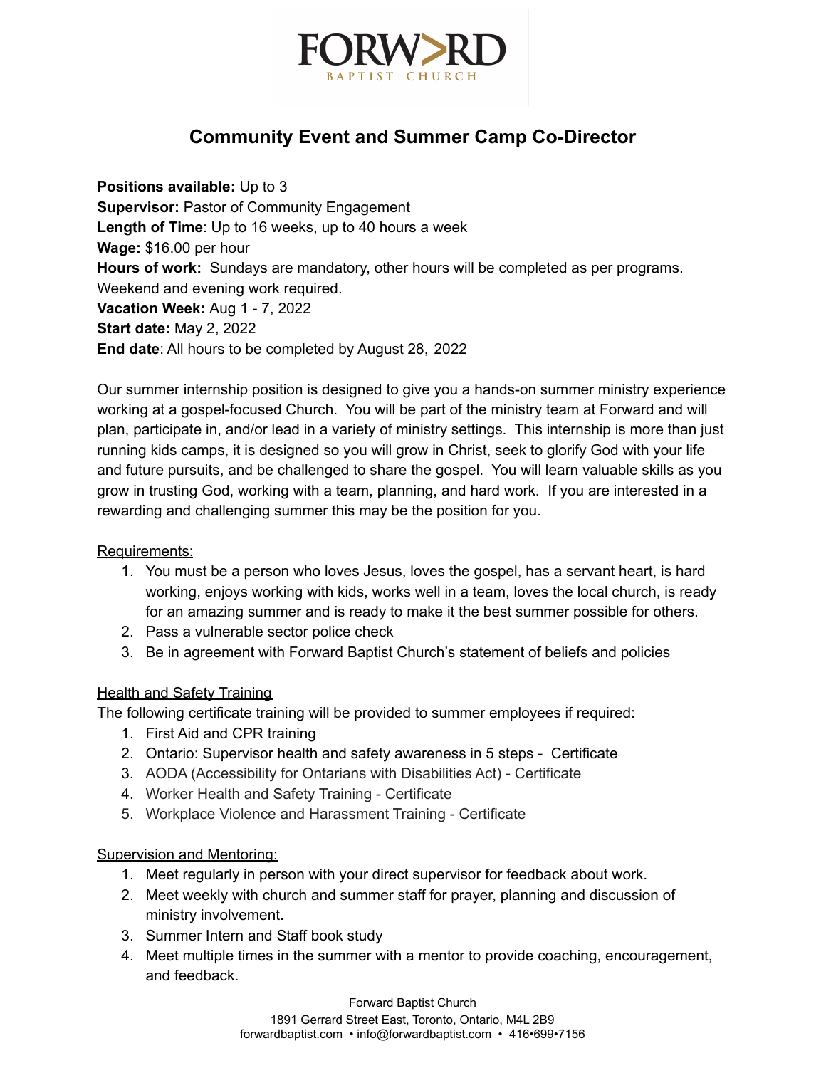FORWARD

BAPTIST CHURCH

# Community Event and Summer Camp Co-Director

**Positions available:** Up to 3
**Supervisor:** Pastor of Community Engagement
**Length of Time**: Up to 16 weeks, up to 40 hours a week
**Wage:** $16.00 per hour
**Hours of work:** Sundays are mandatory, other hours will be completed as per programs. Weekend and evening work required.
**Vacation Week:** Aug 1 - 7, 2022
**Start date:** May 2, 2022
**End date**: All hours to be completed by August 28, 2022

Our summer internship position is designed to give you a hands-on summer ministry experience working at a gospel-focused Church. You will be part of the ministry team at Forward and will plan, participate in, and/or lead in a variety of ministry settings. This internship is more than just running kids camps, it is designed so you will grow in Christ, seek to glorify God with your life and future pursuits, and be challenged to share the gospel. You will learn valuable skills as you grow in trusting God, working with a team, planning, and hard work. If you are interested in a rewarding and challenging summer this may be the position for you.

Requirements:

1. You must be a person who loves Jesus, loves the gospel, has a servant heart, is hard working, enjoys working with kids, works well in a team, loves the local church, is ready for an amazing summer and is ready to make it the best summer possible for others.
2. Pass a vulnerable sector police check
3. Be in agreement with Forward Baptist Church's statement of beliefs and policies

Health and Safety Training

The following certificate training will be provided to summer employees if required:

1. First Aid and CPR training
2. Ontario: Supervisor health and safety awareness in 5 steps - Certificate
3. AODA (Accessibility for Ontarians with Disabilities Act) - Certificate
4. Worker Health and Safety Training - Certificate
5. Workplace Violence and Harassment Training - Certificate

Supervision and Mentoring:

1. Meet regularly in person with your direct supervisor for feedback about work.
2. Meet weekly with church and summer staff for prayer, planning and discussion of ministry involvement.
3. Summer Intern and Staff book study
4. Meet multiple times in the summer with a mentor to provide coaching, encouragement, and feedback.

Forward Baptist Church
1891 Gerrard Street East, Toronto, Ontario, M4L 2B9
forwardbaptist.com • info@forwardbaptist.com • 416•699•7156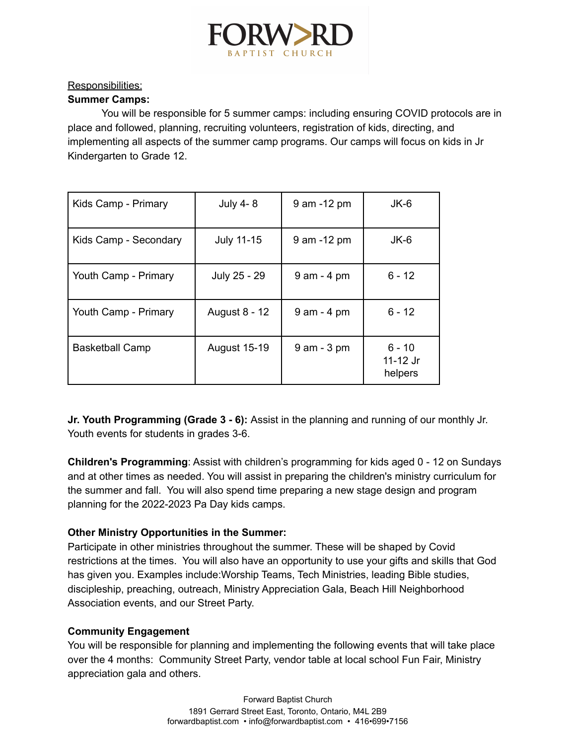Responsibilities:

**Summer Camps:**

You will be responsible for 5 summer camps: including ensuring COVID protocols are in place and followed, planning, recruiting volunteers, registration of kids, directing, and implementing all aspects of the summer camp programs. Our camps will focus on kids in Jr Kindergarten to Grade 12.

| | | | |
|---|---|---|---|
| Kids Camp - Primary | July 4- 8 | 9 am -12 pm | JK-6 |
| Kids Camp - Secondary | July 11-15 | 9 am -12 pm | JK-6 |
| Youth Camp - Primary | July 25 - 29 | 9 am - 4 pm | 6 - 12 |
| Youth Camp - Primary | August 8 - 12 | 9 am - 4 pm | 6 - 12 |
| Basketball Camp | August 15-19 | 9 am - 3 pm | 6 - 10<br>11-12 Jr helpers |

**Jr. Youth Programming (Grade 3 - 6):** Assist in the planning and running of our monthly Jr. Youth events for students in grades 3-6.

**Children's Programming**: Assist with children's programming for kids aged 0 - 12 on Sundays and at other times as needed. You will assist in preparing the children's ministry curriculum for the summer and fall. You will also spend time preparing a new stage design and program planning for the 2022-2023 Pa Day kids camps.

**Other Ministry Opportunities in the Summer:**

Participate in other ministries throughout the summer. These will be shaped by Covid restrictions at the times. You will also have an opportunity to use your gifts and skills that God has given you. Examples include:Worship Teams, Tech Ministries, leading Bible studies, discipleship, preaching, outreach, Ministry Appreciation Gala, Beach Hill Neighborhood Association events, and our Street Party.

**Community Engagement**

You will be responsible for planning and implementing the following events that will take place over the 4 months: Community Street Party, vendor table at local school Fun Fair, Ministry appreciation gala and others.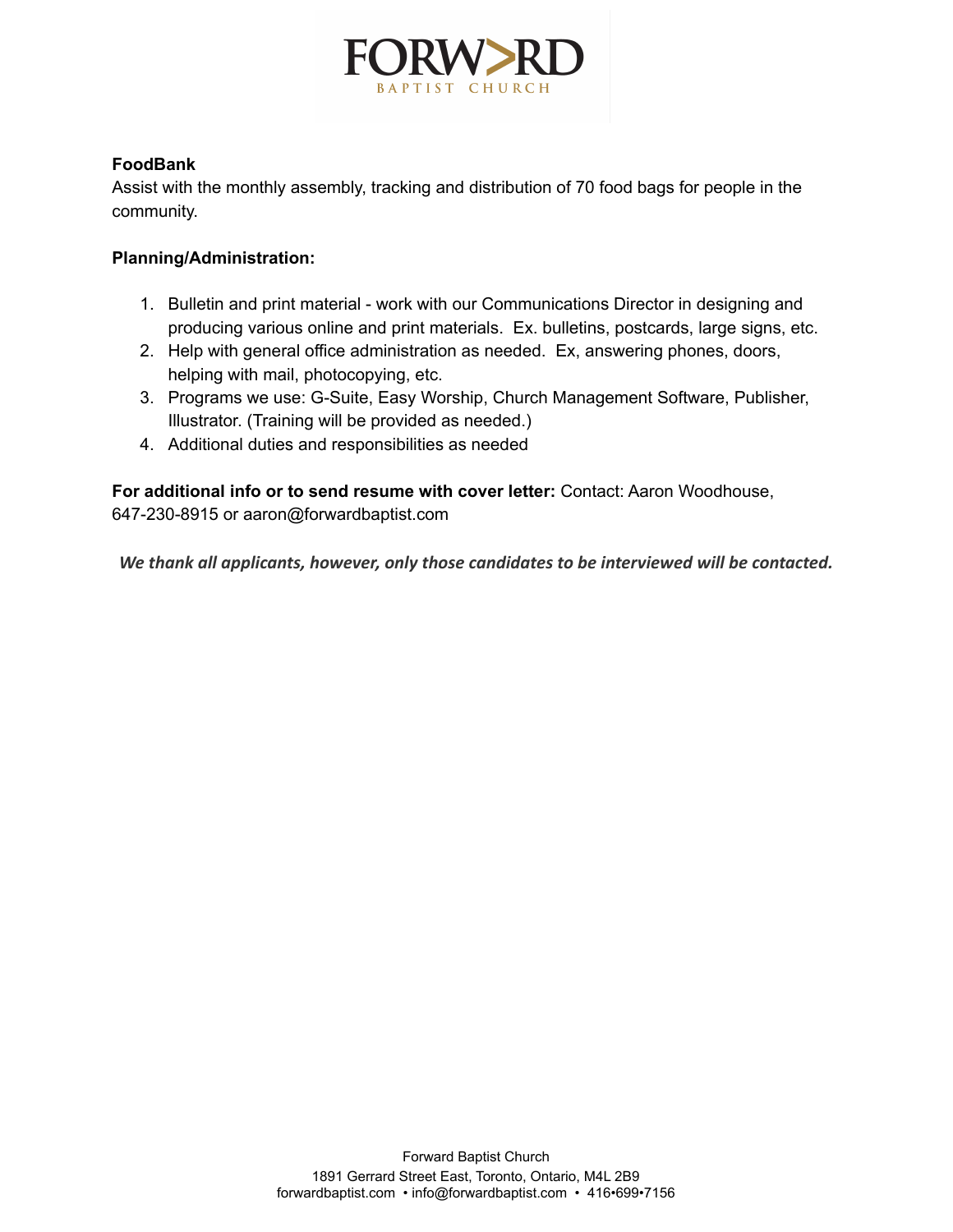**FoodBank**
Assist with the monthly assembly, tracking and distribution of 70 food bags for people in the community.

**Planning/Administration:**

1. Bulletin and print material - work with our Communications Director in designing and producing various online and print materials. Ex. bulletins, postcards, large signs, etc.
2. Help with general office administration as needed. Ex, answering phones, doors, helping with mail, photocopying, etc.
3. Programs we use: G-Suite, Easy Worship, Church Management Software, Publisher, Illustrator. (Training will be provided as needed.)
4. Additional duties and responsibilities as needed

**For additional info or to send resume with cover letter:** Contact: Aaron Woodhouse, 647-230-8915 or aaron@forwardbaptist.com

***We thank all applicants, however, only those candidates to be interviewed will be contacted.***

Forward Baptist Church
1891 Gerrard Street East, Toronto, Ontario, M4L 2B9
forwardbaptist.com • info@forwardbaptist.com • 416•699•7156